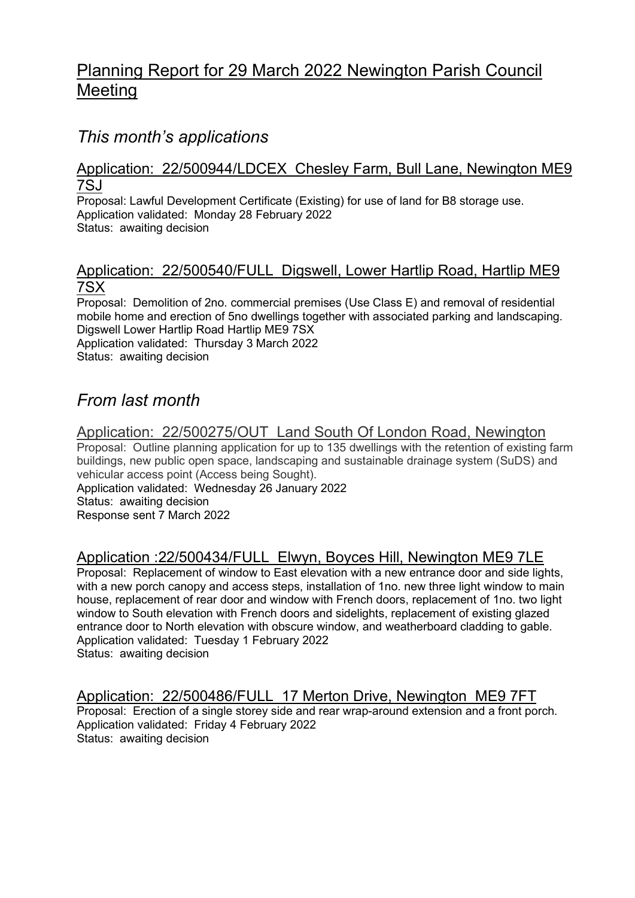# Planning Report for 29 March 2022 Newington Parish Council Meeting

## *This month's applications*

### Application: 22/500944/LDCEX Chesley Farm, Bull Lane, Newington ME9 7SJ

Proposal: Lawful Development Certificate (Existing) for use of land for B8 storage use.
Application validated: Monday 28 February 2022
Status: awaiting decision

### Application: 22/500540/FULL Digswell, Lower Hartlip Road, Hartlip ME9 7SX

Proposal: Demolition of 2no. commercial premises (Use Class E) and removal of residential mobile home and erection of 5no dwellings together with associated parking and landscaping. Digswell Lower Hartlip Road Hartlip ME9 7SX
Application validated: Thursday 3 March 2022
Status: awaiting decision

## *From last month*

### Application: 22/500275/OUT Land South Of London Road, Newington

Proposal: Outline planning application for up to 135 dwellings with the retention of existing farm buildings, new public open space, landscaping and sustainable drainage system (SuDS) and vehicular access point (Access being Sought).
Application validated: Wednesday 26 January 2022
Status: awaiting decision
Response sent 7 March 2022

### Application :22/500434/FULL Elwyn, Boyces Hill, Newington ME9 7LE

Proposal: Replacement of window to East elevation with a new entrance door and side lights, with a new porch canopy and access steps, installation of 1no. new three light window to main house, replacement of rear door and window with French doors, replacement of 1no. two light window to South elevation with French doors and sidelights, replacement of existing glazed entrance door to North elevation with obscure window, and weatherboard cladding to gable.
Application validated: Tuesday 1 February 2022
Status: awaiting decision

### Application: 22/500486/FULL 17 Merton Drive, Newington ME9 7FT

Proposal: Erection of a single storey side and rear wrap-around extension and a front porch.
Application validated: Friday 4 February 2022
Status: awaiting decision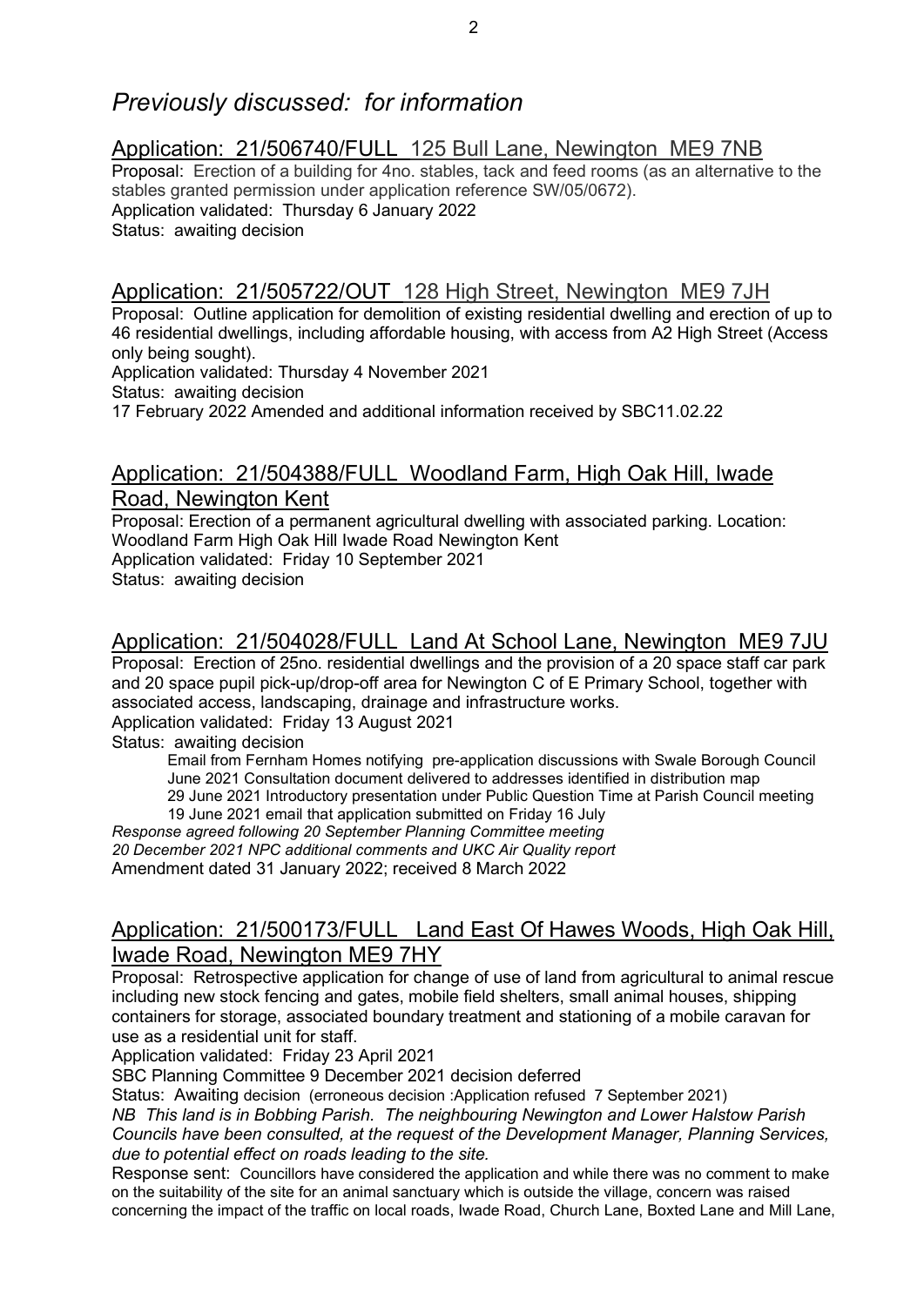# *Previously discussed: for information*

## Application: 21/506740/FULL 125 Bull Lane, Newington ME9 7NB

Proposal: Erection of a building for 4no. stables, tack and feed rooms (as an alternative to the stables granted permission under application reference SW/05/0672).
Application validated: Thursday 6 January 2022
Status: awaiting decision

## Application: 21/505722/OUT 128 High Street, Newington ME9 7JH

Proposal: Outline application for demolition of existing residential dwelling and erection of up to 46 residential dwellings, including affordable housing, with access from A2 High Street (Access only being sought).
Application validated: Thursday 4 November 2021
Status: awaiting decision
17 February 2022 Amended and additional information received by SBC11.02.22

## Application: 21/504388/FULL Woodland Farm, High Oak Hill, Iwade Road, Newington Kent

Proposal: Erection of a permanent agricultural dwelling with associated parking. Location: Woodland Farm High Oak Hill Iwade Road Newington Kent
Application validated: Friday 10 September 2021
Status: awaiting decision

## Application: 21/504028/FULL Land At School Lane, Newington ME9 7JU

Proposal: Erection of 25no. residential dwellings and the provision of a 20 space staff car park and 20 space pupil pick-up/drop-off area for Newington C of E Primary School, together with associated access, landscaping, drainage and infrastructure works.
Application validated: Friday 13 August 2021
Status: awaiting decision

Email from Fernham Homes notifying pre-application discussions with Swale Borough Council
June 2021 Consultation document delivered to addresses identified in distribution map
29 June 2021 Introductory presentation under Public Question Time at Parish Council meeting
19 June 2021 email that application submitted on Friday 16 July

*Response agreed following 20 September Planning Committee meeting*
*20 December 2021 NPC additional comments and UKC Air Quality report*
Amendment dated 31 January 2022; received 8 March 2022

## Application: 21/500173/FULL Land East Of Hawes Woods, High Oak Hill, Iwade Road, Newington ME9 7HY

Proposal: Retrospective application for change of use of land from agricultural to animal rescue including new stock fencing and gates, mobile field shelters, small animal houses, shipping containers for storage, associated boundary treatment and stationing of a mobile caravan for use as a residential unit for staff.
Application validated: Friday 23 April 2021
SBC Planning Committee 9 December 2021 decision deferred
Status: Awaiting decision (erroneous decision :Application refused 7 September 2021)
*NB This land is in Bobbing Parish. The neighbouring Newington and Lower Halstow Parish Councils have been consulted, at the request of the Development Manager, Planning Services, due to potential effect on roads leading to the site.*
Response sent: Councillors have considered the application and while there was no comment to make on the suitability of the site for an animal sanctuary which is outside the village, concern was raised concerning the impact of the traffic on local roads, Iwade Road, Church Lane, Boxted Lane and Mill Lane,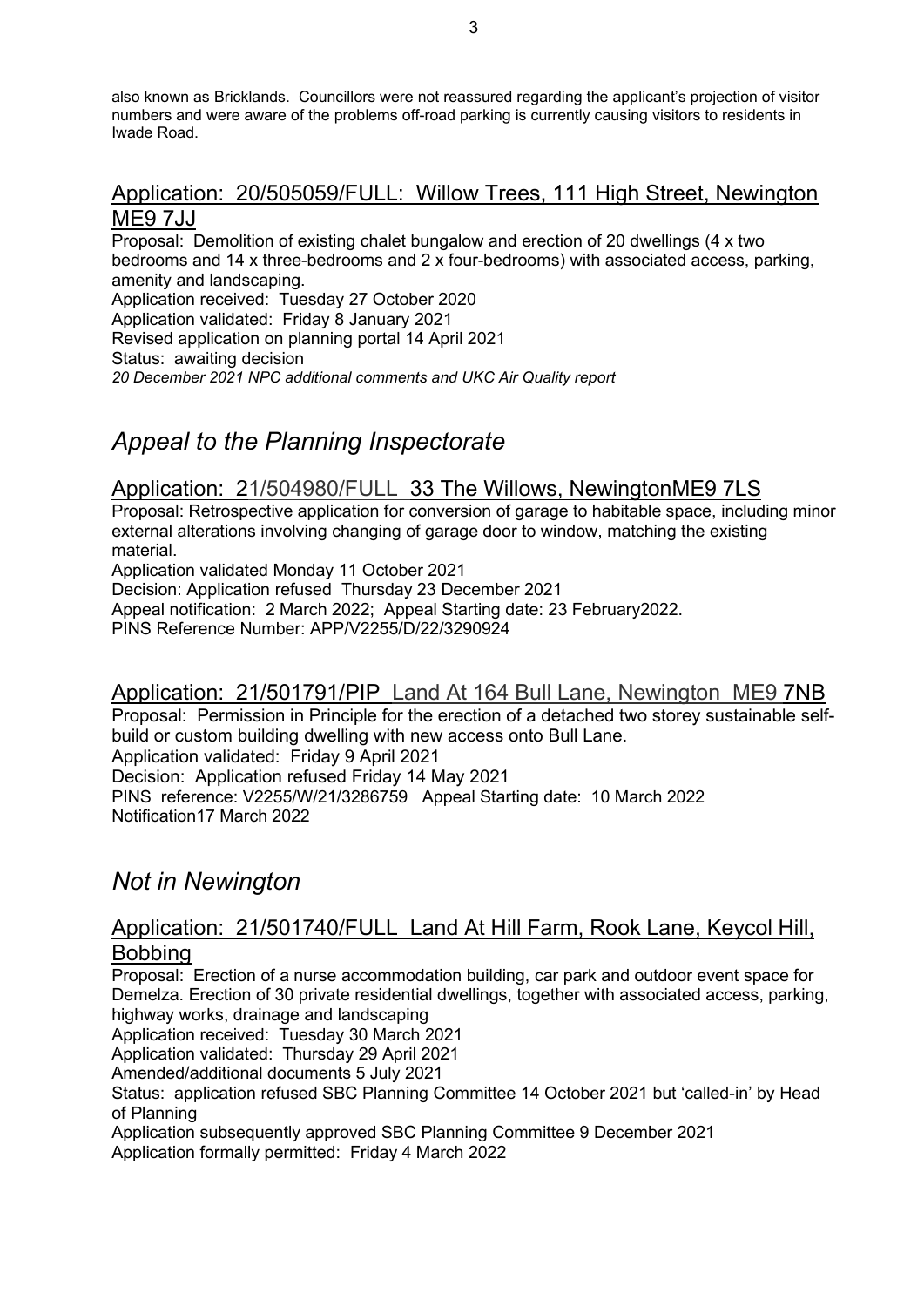also known as Bricklands. Councillors were not reassured regarding the applicant's projection of visitor numbers and were aware of the problems off-road parking is currently causing visitors to residents in Iwade Road.

### Application: 20/505059/FULL: Willow Trees, 111 High Street, Newington ME9 7JJ

Proposal: Demolition of existing chalet bungalow and erection of 20 dwellings (4 x two bedrooms and 14 x three-bedrooms and 2 x four-bedrooms) with associated access, parking, amenity and landscaping.
Application received: Tuesday 27 October 2020
Application validated: Friday 8 January 2021
Revised application on planning portal 14 April 2021
Status: awaiting decision
*20 December 2021 NPC additional comments and UKC Air Quality report*

## *Appeal to the Planning Inspectorate*

### Application: 21/504980/FULL 33 The Willows, NewingtonME9 7LS

Proposal: Retrospective application for conversion of garage to habitable space, including minor external alterations involving changing of garage door to window, matching the existing material.
Application validated Monday 11 October 2021
Decision: Application refused Thursday 23 December 2021
Appeal notification: 2 March 2022; Appeal Starting date: 23 February2022.
PINS Reference Number: APP/V2255/D/22/3290924

### Application: 21/501791/PIP Land At 164 Bull Lane, Newington ME9 7NB

Proposal: Permission in Principle for the erection of a detached two storey sustainable self-build or custom building dwelling with new access onto Bull Lane.
Application validated: Friday 9 April 2021
Decision: Application refused Friday 14 May 2021
PINS reference: V2255/W/21/3286759 Appeal Starting date: 10 March 2022
Notification17 March 2022

## *Not in Newington*

### Application: 21/501740/FULL Land At Hill Farm, Rook Lane, Keycol Hill, Bobbing

Proposal: Erection of a nurse accommodation building, car park and outdoor event space for Demelza. Erection of 30 private residential dwellings, together with associated access, parking, highway works, drainage and landscaping
Application received: Tuesday 30 March 2021
Application validated: Thursday 29 April 2021
Amended/additional documents 5 July 2021
Status: application refused SBC Planning Committee 14 October 2021 but 'called-in' by Head of Planning
Application subsequently approved SBC Planning Committee 9 December 2021
Application formally permitted: Friday 4 March 2022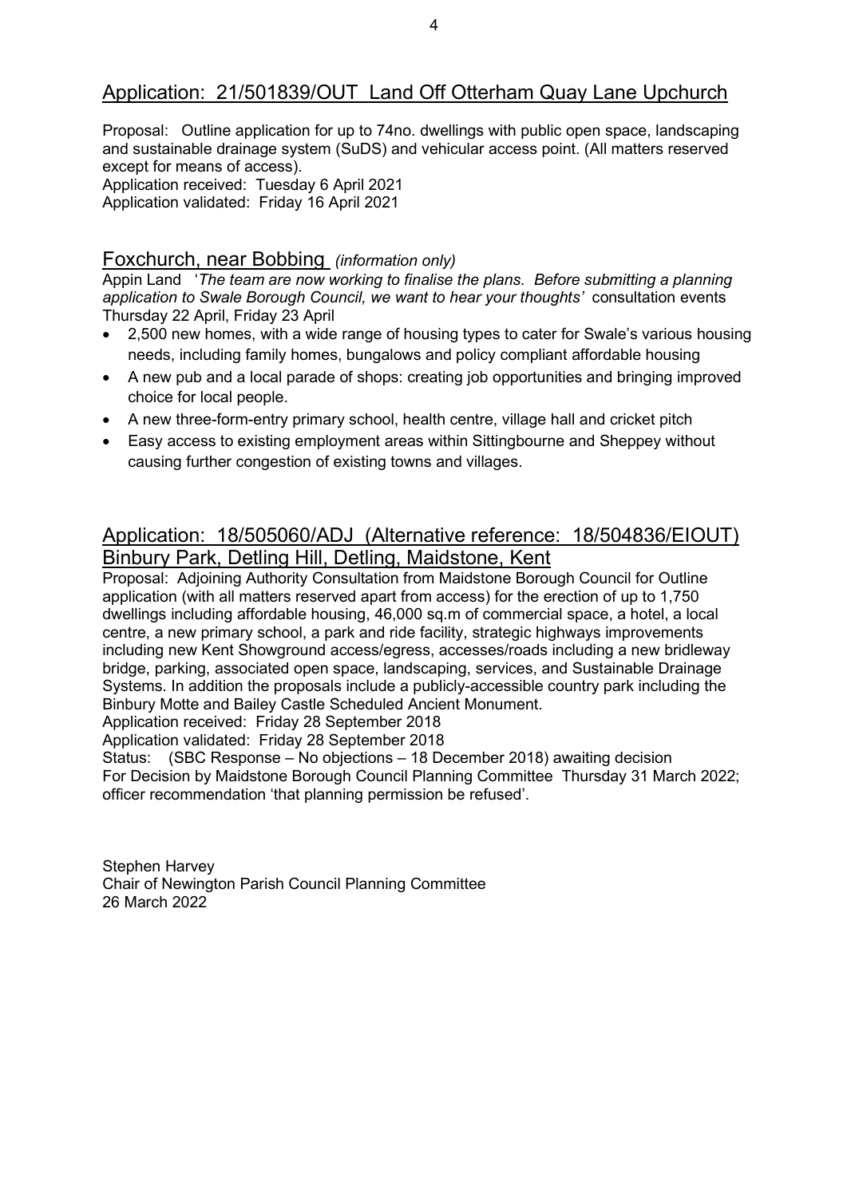## Application: 21/501839/OUT Land Off Otterham Quay Lane Upchurch

Proposal: Outline application for up to 74no. dwellings with public open space, landscaping and sustainable drainage system (SuDS) and vehicular access point. (All matters reserved except for means of access).
Application received: Tuesday 6 April 2021
Application validated: Friday 16 April 2021

## Foxchurch, near Bobbing *(information only)*

Appin Land '*The team are now working to finalise the plans. Before submitting a planning application to Swale Borough Council, we want to hear your thoughts*' consultation events Thursday 22 April, Friday 23 April

- 2,500 new homes, with a wide range of housing types to cater for Swale's various housing needs, including family homes, bungalows and policy compliant affordable housing
- A new pub and a local parade of shops: creating job opportunities and bringing improved choice for local people.
- A new three-form-entry primary school, health centre, village hall and cricket pitch
- Easy access to existing employment areas within Sittingbourne and Sheppey without causing further congestion of existing towns and villages.

## Application: 18/505060/ADJ (Alternative reference: 18/504836/EIOUT) Binbury Park, Detling Hill, Detling, Maidstone, Kent

Proposal: Adjoining Authority Consultation from Maidstone Borough Council for Outline application (with all matters reserved apart from access) for the erection of up to 1,750 dwellings including affordable housing, 46,000 sq.m of commercial space, a hotel, a local centre, a new primary school, a park and ride facility, strategic highways improvements including new Kent Showground access/egress, accesses/roads including a new bridleway bridge, parking, associated open space, landscaping, services, and Sustainable Drainage Systems. In addition the proposals include a publicly-accessible country park including the Binbury Motte and Bailey Castle Scheduled Ancient Monument.
Application received: Friday 28 September 2018
Application validated: Friday 28 September 2018
Status: (SBC Response – No objections – 18 December 2018) awaiting decision
For Decision by Maidstone Borough Council Planning Committee Thursday 31 March 2022; officer recommendation 'that planning permission be refused'.

Stephen Harvey
Chair of Newington Parish Council Planning Committee
26 March 2022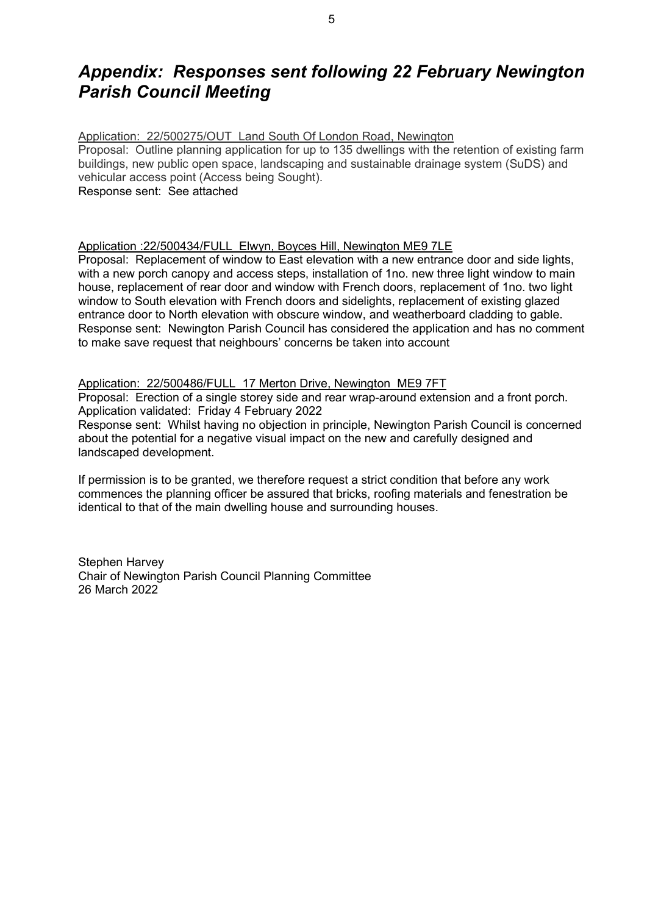# *Appendix: Responses sent following 22 February Newington Parish Council Meeting*

Application: 22/500275/OUT Land South Of London Road, Newington
Proposal: Outline planning application for up to 135 dwellings with the retention of existing farm buildings, new public open space, landscaping and sustainable drainage system (SuDS) and vehicular access point (Access being Sought).
Response sent: See attached

Application :22/500434/FULL Elwyn, Boyces Hill, Newington ME9 7LE
Proposal: Replacement of window to East elevation with a new entrance door and side lights, with a new porch canopy and access steps, installation of 1no. new three light window to main house, replacement of rear door and window with French doors, replacement of 1no. two light window to South elevation with French doors and sidelights, replacement of existing glazed entrance door to North elevation with obscure window, and weatherboard cladding to gable.
Response sent: Newington Parish Council has considered the application and has no comment to make save request that neighbours' concerns be taken into account

Application: 22/500486/FULL 17 Merton Drive, Newington ME9 7FT
Proposal: Erection of a single storey side and rear wrap-around extension and a front porch.
Application validated: Friday 4 February 2022
Response sent: Whilst having no objection in principle, Newington Parish Council is concerned about the potential for a negative visual impact on the new and carefully designed and landscaped development.

If permission is to be granted, we therefore request a strict condition that before any work commences the planning officer be assured that bricks, roofing materials and fenestration be identical to that of the main dwelling house and surrounding houses.

Stephen Harvey
Chair of Newington Parish Council Planning Committee
26 March 2022